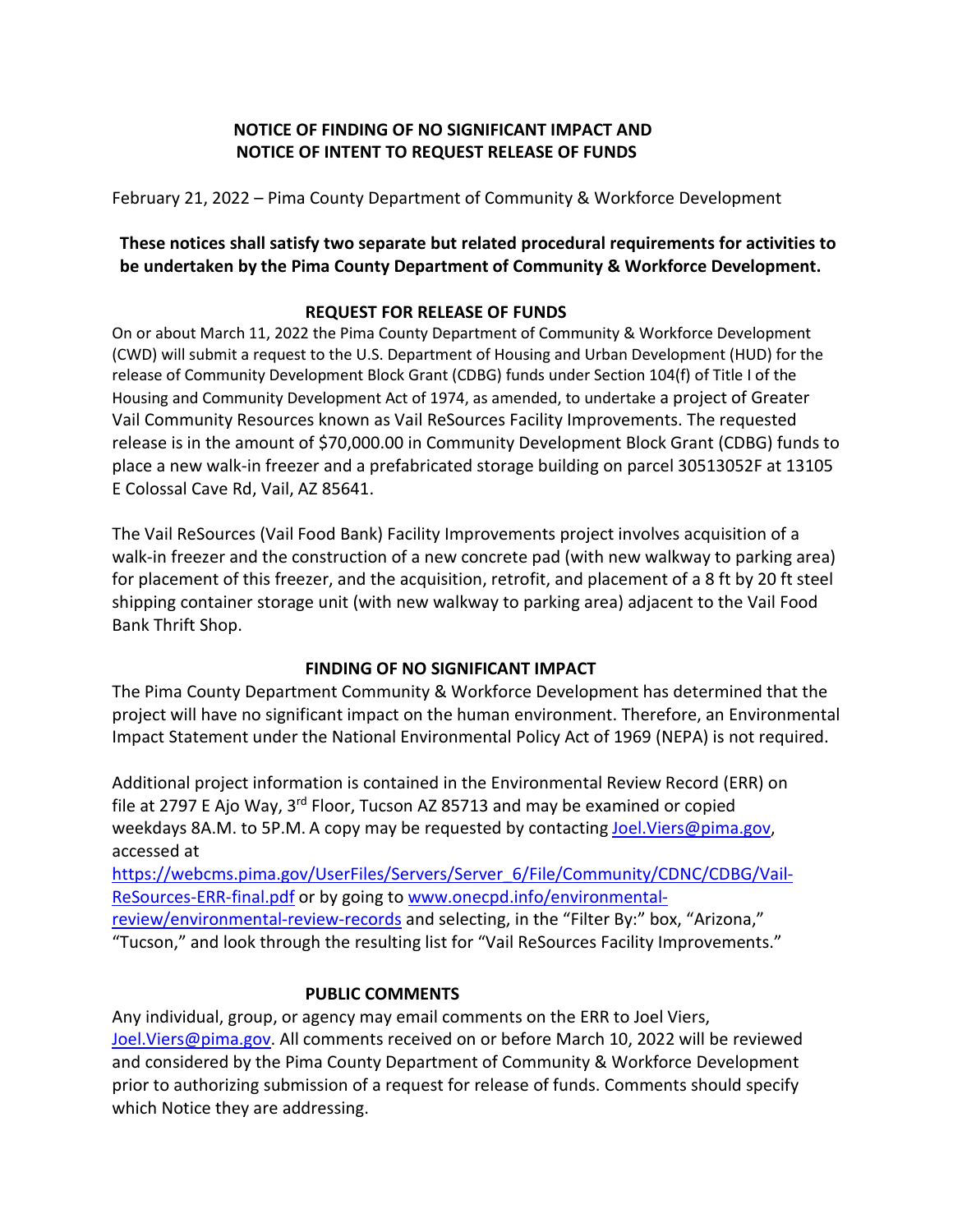# NOTICE OF FINDING OF NO SIGNIFICANT IMPACT AND NOTICE OF INTENT TO REQUEST RELEASE OF FUNDS

February 21, 2022 – Pima County Department of Community & Workforce Development

**These notices shall satisfy two separate but related procedural requirements for activities to be undertaken by the Pima County Department of Community & Workforce Development.**

## REQUEST FOR RELEASE OF FUNDS

On or about March 11, 2022 the Pima County Department of Community & Workforce Development (CWD) will submit a request to the U.S. Department of Housing and Urban Development (HUD) for the release of Community Development Block Grant (CDBG) funds under Section 104(f) of Title I of the Housing and Community Development Act of 1974, as amended, to undertake a project of Greater Vail Community Resources known as Vail ReSources Facility Improvements. The requested release is in the amount of $70,000.00 in Community Development Block Grant (CDBG) funds to place a new walk-in freezer and a prefabricated storage building on parcel 30513052F at 13105 E Colossal Cave Rd, Vail, AZ 85641.

The Vail ReSources (Vail Food Bank) Facility Improvements project involves acquisition of a walk-in freezer and the construction of a new concrete pad (with new walkway to parking area) for placement of this freezer, and the acquisition, retrofit, and placement of a 8 ft by 20 ft steel shipping container storage unit (with new walkway to parking area) adjacent to the Vail Food Bank Thrift Shop.

## FINDING OF NO SIGNIFICANT IMPACT

The Pima County Department Community & Workforce Development has determined that the project will have no significant impact on the human environment. Therefore, an Environmental Impact Statement under the National Environmental Policy Act of 1969 (NEPA) is not required.

Additional project information is contained in the Environmental Review Record (ERR) on file at 2797 E Ajo Way, 3rd Floor, Tucson AZ 85713 and may be examined or copied weekdays 8A.M. to 5P.M. A copy may be requested by contacting Joel.Viers@pima.gov, accessed at https://webcms.pima.gov/UserFiles/Servers/Server_6/File/Community/CDNC/CDBG/Vail-ReSources-ERR-final.pdf or by going to www.onecpd.info/environmental-review/environmental-review-records and selecting, in the "Filter By:" box, "Arizona," "Tucson," and look through the resulting list for "Vail ReSources Facility Improvements."

## PUBLIC COMMENTS

Any individual, group, or agency may email comments on the ERR to Joel Viers, Joel.Viers@pima.gov. All comments received on or before March 10, 2022 will be reviewed and considered by the Pima County Department of Community & Workforce Development prior to authorizing submission of a request for release of funds. Comments should specify which Notice they are addressing.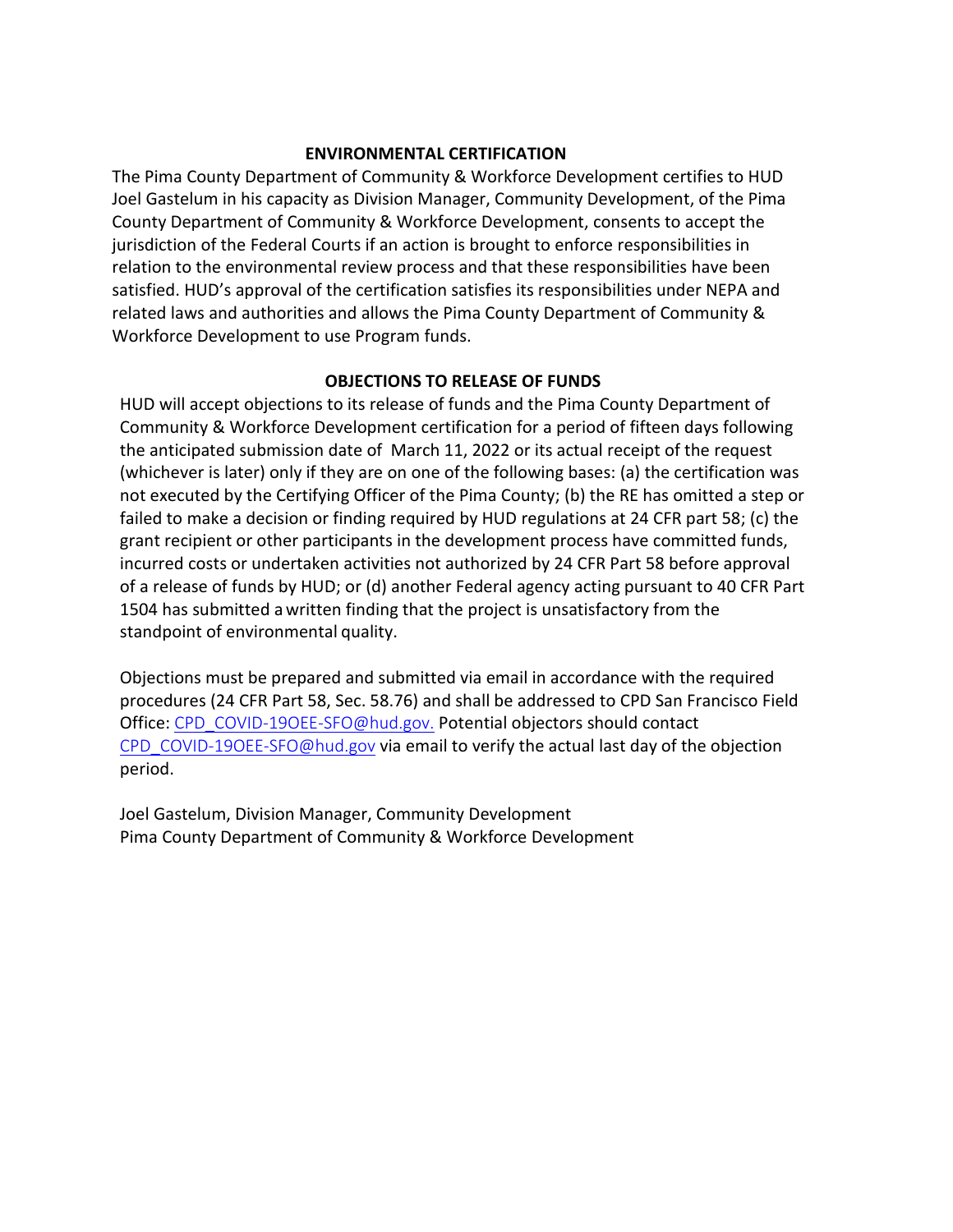## ENVIRONMENTAL CERTIFICATION

The Pima County Department of Community & Workforce Development certifies to HUD Joel Gastelum in his capacity as Division Manager, Community Development, of the Pima County Department of Community & Workforce Development, consents to accept the jurisdiction of the Federal Courts if an action is brought to enforce responsibilities in relation to the environmental review process and that these responsibilities have been satisfied. HUD's approval of the certification satisfies its responsibilities under NEPA and related laws and authorities and allows the Pima County Department of Community & Workforce Development to use Program funds.

## OBJECTIONS TO RELEASE OF FUNDS

HUD will accept objections to its release of funds and the Pima County Department of Community & Workforce Development certification for a period of fifteen days following the anticipated submission date of March 11, 2022 or its actual receipt of the request (whichever is later) only if they are on one of the following bases: (a) the certification was not executed by the Certifying Officer of the Pima County; (b) the RE has omitted a step or failed to make a decision or finding required by HUD regulations at 24 CFR part 58; (c) the grant recipient or other participants in the development process have committed funds, incurred costs or undertaken activities not authorized by 24 CFR Part 58 before approval of a release of funds by HUD; or (d) another Federal agency acting pursuant to 40 CFR Part 1504 has submitted a written finding that the project is unsatisfactory from the standpoint of environmental quality.

Objections must be prepared and submitted via email in accordance with the required procedures (24 CFR Part 58, Sec. 58.76) and shall be addressed to CPD San Francisco Field Office: CPD_COVID-19OEE-SFO@hud.gov. Potential objectors should contact CPD_COVID-19OEE-SFO@hud.gov via email to verify the actual last day of the objection period.

Joel Gastelum, Division Manager, Community Development
Pima County Department of Community & Workforce Development